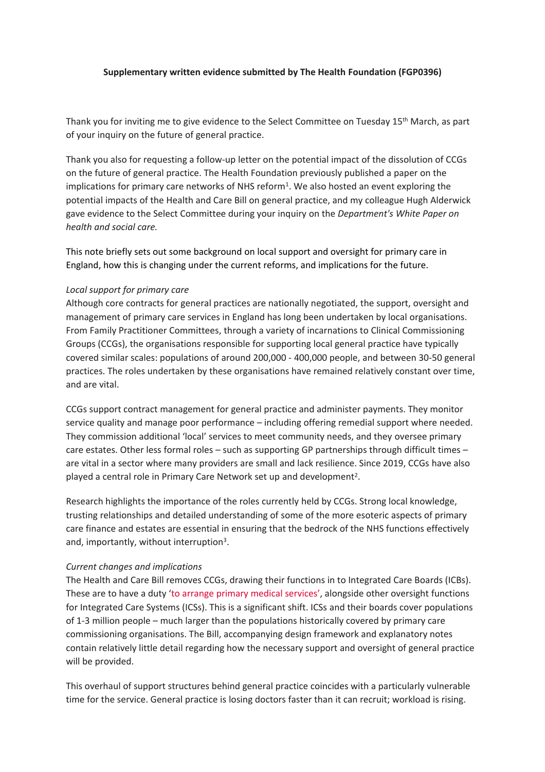**Supplementary written evidence submitted by The Health Foundation (FGP0396)**

Thank you for inviting me to give evidence to the Select Committee on Tuesday 15th March, as part of your inquiry on the future of general practice.

Thank you also for requesting a follow-up letter on the potential impact of the dissolution of CCGs on the future of general practice. The Health Foundation previously published a paper on the implications for primary care networks of NHS reform[1]. We also hosted an event exploring the potential impacts of the Health and Care Bill on general practice, and my colleague Hugh Alderwick gave evidence to the Select Committee during your inquiry on the *Department's White Paper on health and social care.*

This note briefly sets out some background on local support and oversight for primary care in England, how this is changing under the current reforms, and implications for the future.

*Local support for primary care*

Although core contracts for general practices are nationally negotiated, the support, oversight and management of primary care services in England has long been undertaken by local organisations. From Family Practitioner Committees, through a variety of incarnations to Clinical Commissioning Groups (CCGs), the organisations responsible for supporting local general practice have typically covered similar scales: populations of around 200,000 - 400,000 people, and between 30-50 general practices. The roles undertaken by these organisations have remained relatively constant over time, and are vital.

CCGs support contract management for general practice and administer payments. They monitor service quality and manage poor performance – including offering remedial support where needed. They commission additional 'local' services to meet community needs, and they oversee primary care estates. Other less formal roles – such as supporting GP partnerships through difficult times – are vital in a sector where many providers are small and lack resilience. Since 2019, CCGs have also played a central role in Primary Care Network set up and development[2].

Research highlights the importance of the roles currently held by CCGs. Strong local knowledge, trusting relationships and detailed understanding of some of the more esoteric aspects of primary care finance and estates are essential in ensuring that the bedrock of the NHS functions effectively and, importantly, without interruption[3].

*Current changes and implications*

The Health and Care Bill removes CCGs, drawing their functions in to Integrated Care Boards (ICBs). These are to have a duty 'to arrange primary medical services', alongside other oversight functions for Integrated Care Systems (ICSs). This is a significant shift. ICSs and their boards cover populations of 1-3 million people – much larger than the populations historically covered by primary care commissioning organisations. The Bill, accompanying design framework and explanatory notes contain relatively little detail regarding how the necessary support and oversight of general practice will be provided.

This overhaul of support structures behind general practice coincides with a particularly vulnerable time for the service. General practice is losing doctors faster than it can recruit; workload is rising.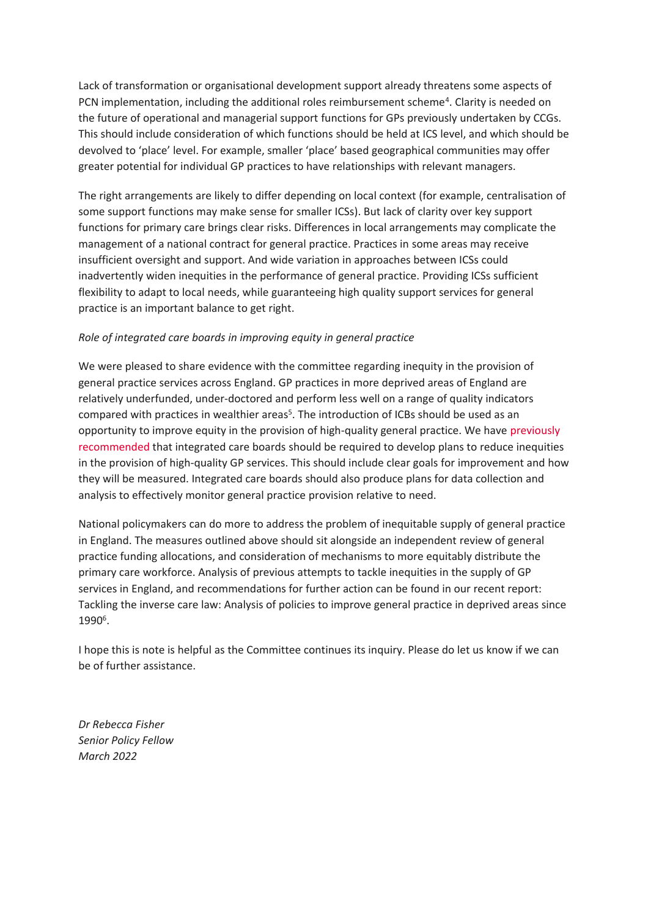Lack of transformation or organisational development support already threatens some aspects of PCN implementation, including the additional roles reimbursement scheme[4]. Clarity is needed on the future of operational and managerial support functions for GPs previously undertaken by CCGs. This should include consideration of which functions should be held at ICS level, and which should be devolved to 'place' level. For example, smaller 'place' based geographical communities may offer greater potential for individual GP practices to have relationships with relevant managers.

The right arrangements are likely to differ depending on local context (for example, centralisation of some support functions may make sense for smaller ICSs). But lack of clarity over key support functions for primary care brings clear risks. Differences in local arrangements may complicate the management of a national contract for general practice. Practices in some areas may receive insufficient oversight and support. And wide variation in approaches between ICSs could inadvertently widen inequities in the performance of general practice. Providing ICSs sufficient flexibility to adapt to local needs, while guaranteeing high quality support services for general practice is an important balance to get right.

*Role of integrated care boards in improving equity in general practice*

We were pleased to share evidence with the committee regarding inequity in the provision of general practice services across England. GP practices in more deprived areas of England are relatively underfunded, under-doctored and perform less well on a range of quality indicators compared with practices in wealthier areas[5]. The introduction of ICBs should be used as an opportunity to improve equity in the provision of high-quality general practice. We have previously recommended that integrated care boards should be required to develop plans to reduce inequities in the provision of high-quality GP services. This should include clear goals for improvement and how they will be measured. Integrated care boards should also produce plans for data collection and analysis to effectively monitor general practice provision relative to need.

National policymakers can do more to address the problem of inequitable supply of general practice in England. The measures outlined above should sit alongside an independent review of general practice funding allocations, and consideration of mechanisms to more equitably distribute the primary care workforce. Analysis of previous attempts to tackle inequities in the supply of GP services in England, and recommendations for further action can be found in our recent report: Tackling the inverse care law: Analysis of policies to improve general practice in deprived areas since 1990[6].

I hope this is note is helpful as the Committee continues its inquiry. Please do let us know if we can be of further assistance.

*Dr Rebecca Fisher*
*Senior Policy Fellow*
*March 2022*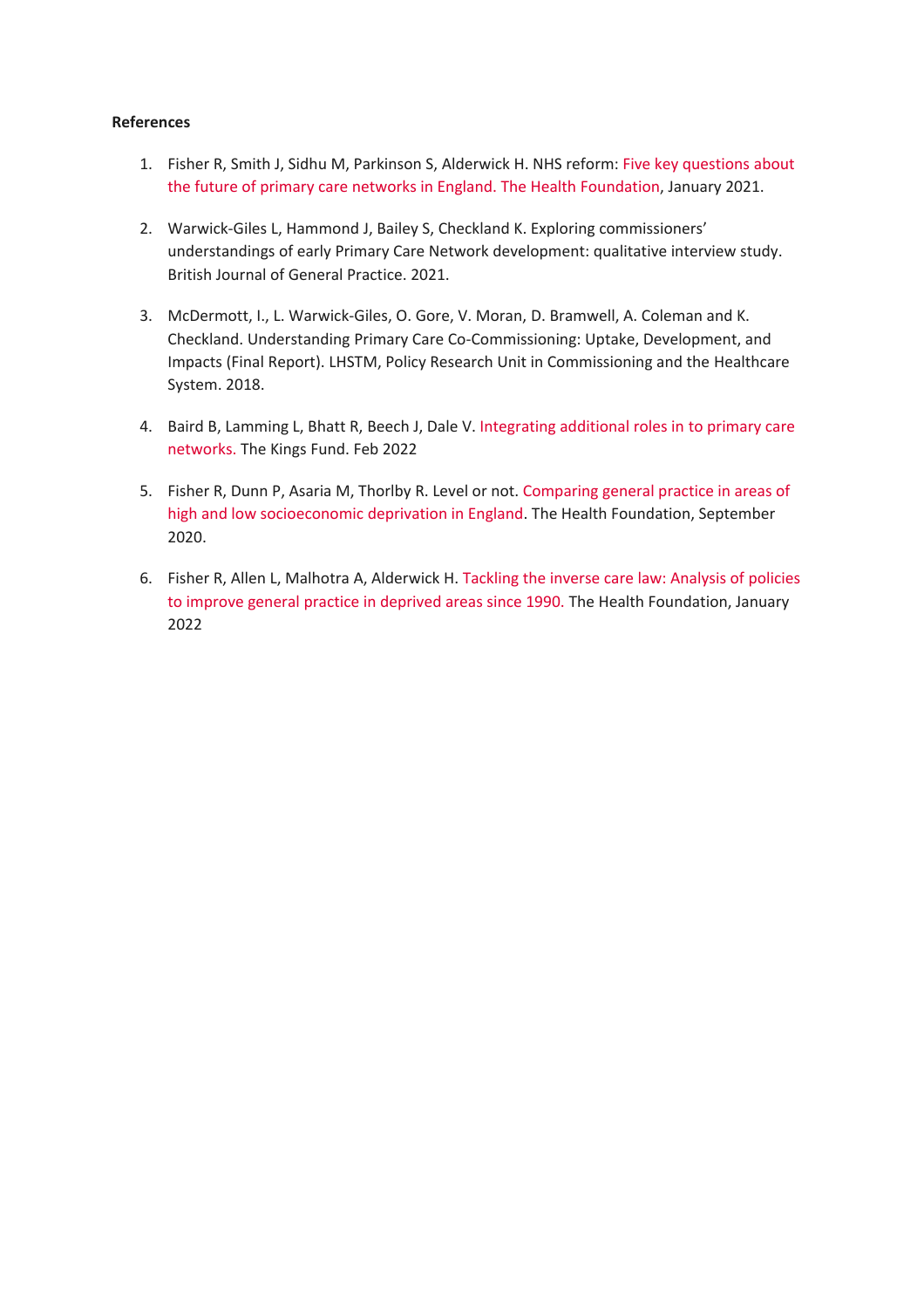**References**

1. Fisher R, Smith J, Sidhu M, Parkinson S, Alderwick H. NHS reform: Five key questions about the future of primary care networks in England. The Health Foundation, January 2021.

2. Warwick-Giles L, Hammond J, Bailey S, Checkland K. Exploring commissioners' understandings of early Primary Care Network development: qualitative interview study. British Journal of General Practice. 2021.

3. McDermott, I., L. Warwick-Giles, O. Gore, V. Moran, D. Bramwell, A. Coleman and K. Checkland. Understanding Primary Care Co-Commissioning: Uptake, Development, and Impacts (Final Report). LHSTM, Policy Research Unit in Commissioning and the Healthcare System. 2018.

4. Baird B, Lamming L, Bhatt R, Beech J, Dale V. Integrating additional roles in to primary care networks. The Kings Fund. Feb 2022

5. Fisher R, Dunn P, Asaria M, Thorlby R. Level or not. Comparing general practice in areas of high and low socioeconomic deprivation in England. The Health Foundation, September 2020.

6. Fisher R, Allen L, Malhotra A, Alderwick H. Tackling the inverse care law: Analysis of policies to improve general practice in deprived areas since 1990. The Health Foundation, January 2022